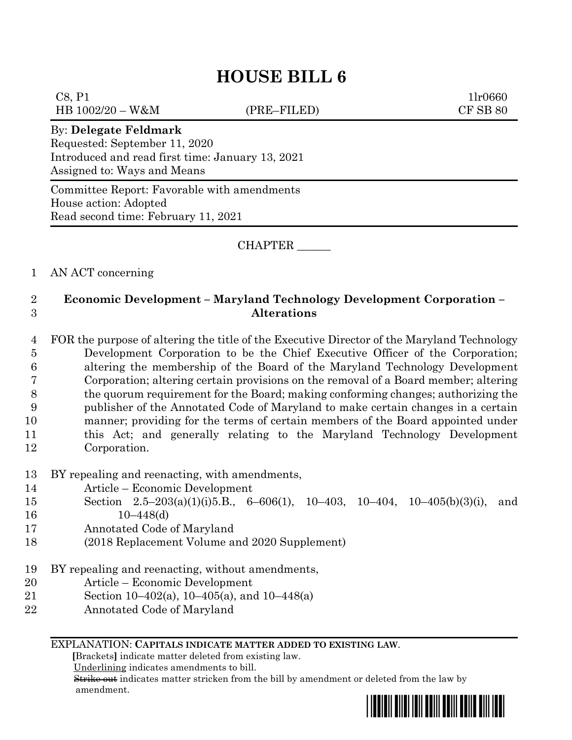# HOUSE BILL 6

C8, P1 1lr0660
HB 1002/20 – W&M (PRE–FILED) CF SB 80

By: **Delegate Feldmark**
Requested: September 11, 2020
Introduced and read first time: January 13, 2021
Assigned to: Ways and Means

Committee Report: Favorable with amendments
House action: Adopted
Read second time: February 11, 2021

CHAPTER ______

1 AN ACT concerning

2 **Economic Development – Maryland Technology Development Corporation –**
3 **Alterations**

4 FOR the purpose of altering the title of the Executive Director of the Maryland Technology
5 Development Corporation to be the Chief Executive Officer of the Corporation;
6 altering the membership of the Board of the Maryland Technology Development
7 Corporation; altering certain provisions on the removal of a Board member; altering
8 the quorum requirement for the Board; making conforming changes; authorizing the
9 publisher of the Annotated Code of Maryland to make certain changes in a certain
10 manner; providing for the terms of certain members of the Board appointed under
11 this Act; and generally relating to the Maryland Technology Development
12 Corporation.

13 BY repealing and reenacting, with amendments,
14 Article – Economic Development
15 Section 2.5–203(a)(1)(i)5.B., 6–606(1), 10–403, 10–404, 10–405(b)(3)(i), and
16 10–448(d)
17 Annotated Code of Maryland
18 (2018 Replacement Volume and 2020 Supplement)

19 BY repealing and reenacting, without amendments,
20 Article – Economic Development
21 Section 10–402(a), 10–405(a), and 10–448(a)
22 Annotated Code of Maryland

EXPLANATION: **CAPITALS INDICATE MATTER ADDED TO EXISTING LAW.**
**[**Brackets**]** indicate matter deleted from existing law.
Underlining indicates amendments to bill.
~~Strike out~~ indicates matter stricken from the bill by amendment or deleted from the law by amendment.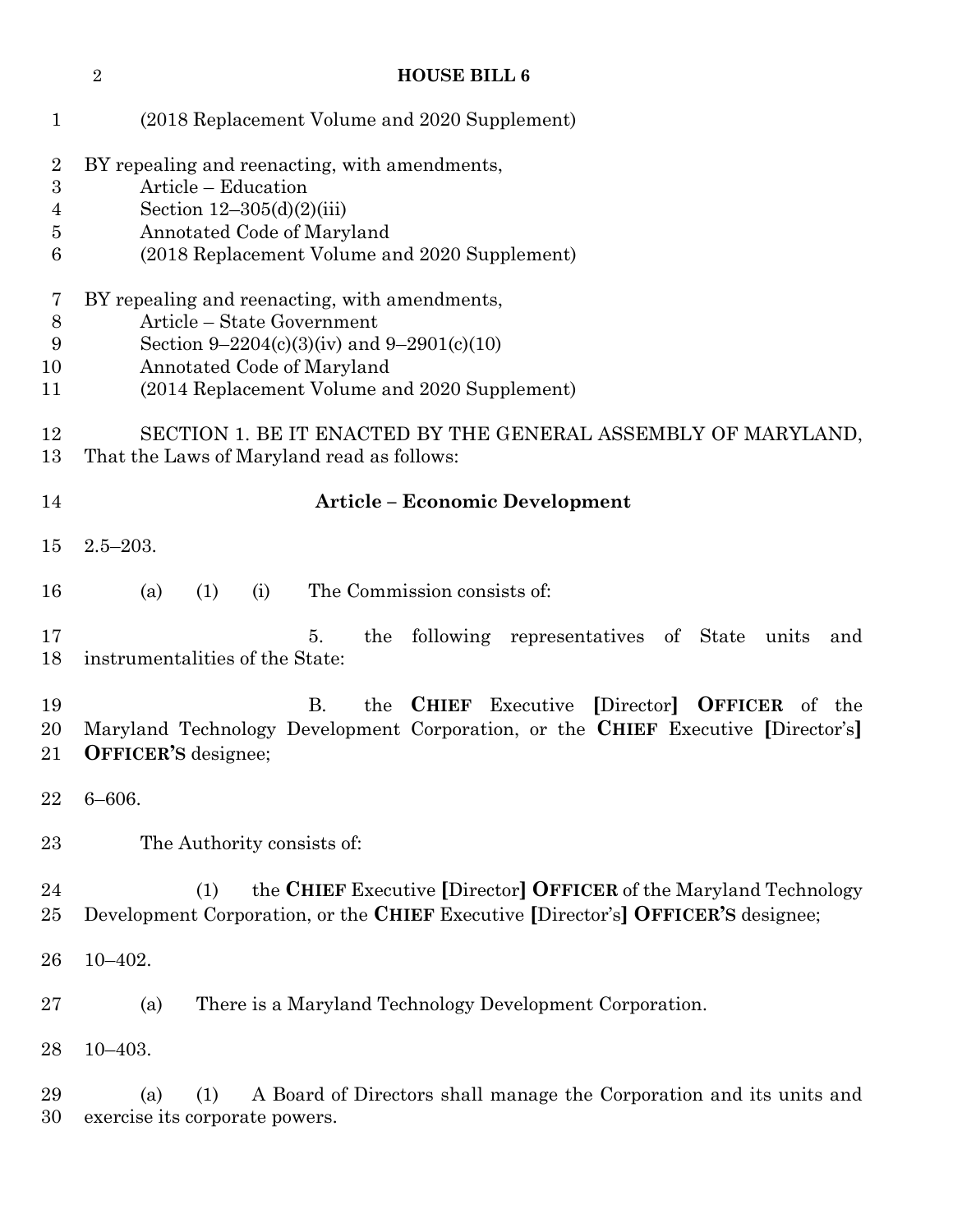(2018 Replacement Volume and 2020 Supplement)

BY repealing and reenacting, with amendments,
Article – Education
Section 12–305(d)(2)(iii)
Annotated Code of Maryland
(2018 Replacement Volume and 2020 Supplement)

BY repealing and reenacting, with amendments,
Article – State Government
Section 9–2204(c)(3)(iv) and 9–2901(c)(10)
Annotated Code of Maryland
(2014 Replacement Volume and 2020 Supplement)

SECTION 1. BE IT ENACTED BY THE GENERAL ASSEMBLY OF MARYLAND, That the Laws of Maryland read as follows:

**Article – Economic Development**

2.5–203.

(a) (1) (i) The Commission consists of:

5. the following representatives of State units and instrumentalities of the State:

B. the **CHIEF** Executive **[**Director**]** **OFFICER** of the Maryland Technology Development Corporation, or the **CHIEF** Executive **[**Director's**]** **OFFICER'S** designee;

6–606.

The Authority consists of:

(1) the **CHIEF** Executive **[**Director**]** **OFFICER** of the Maryland Technology Development Corporation, or the **CHIEF** Executive **[**Director's**]** **OFFICER'S** designee;

10–402.

(a) There is a Maryland Technology Development Corporation.

10–403.

(a) (1) A Board of Directors shall manage the Corporation and its units and exercise its corporate powers.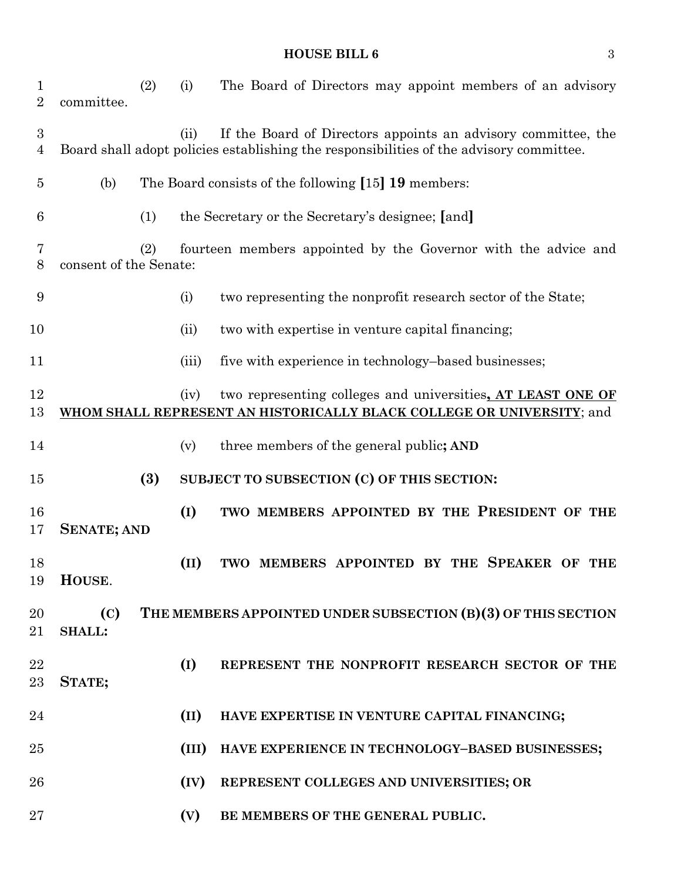(2) (i) The Board of Directors may appoint members of an advisory committee.

(ii) If the Board of Directors appoints an advisory committee, the Board shall adopt policies establishing the responsibilities of the advisory committee.

(b) The Board consists of the following **[**15**] 19** members:

(1) the Secretary or the Secretary's designee; **[**and**]**

(2) fourteen members appointed by the Governor with the advice and consent of the Senate:

(i) two representing the nonprofit research sector of the State;

(ii) two with expertise in venture capital financing;

(iii) five with experience in technology–based businesses;

(iv) two representing colleges and universities**, AT LEAST ONE OF WHOM SHALL REPRESENT AN HISTORICALLY BLACK COLLEGE OR UNIVERSITY**; and

(v) three members of the general public**; AND**

**(3) SUBJECT TO SUBSECTION (C) OF THIS SECTION:**

**(I) TWO MEMBERS APPOINTED BY THE PRESIDENT OF THE SENATE; AND**

**(II) TWO MEMBERS APPOINTED BY THE SPEAKER OF THE HOUSE**.

**(C) THE MEMBERS APPOINTED UNDER SUBSECTION (B)(3) OF THIS SECTION SHALL:**

**(I) REPRESENT THE NONPROFIT RESEARCH SECTOR OF THE STATE;**

**(II) HAVE EXPERTISE IN VENTURE CAPITAL FINANCING;**

**(III) HAVE EXPERIENCE IN TECHNOLOGY–BASED BUSINESSES;**

**(IV) REPRESENT COLLEGES AND UNIVERSITIES; OR**

**(V) BE MEMBERS OF THE GENERAL PUBLIC.**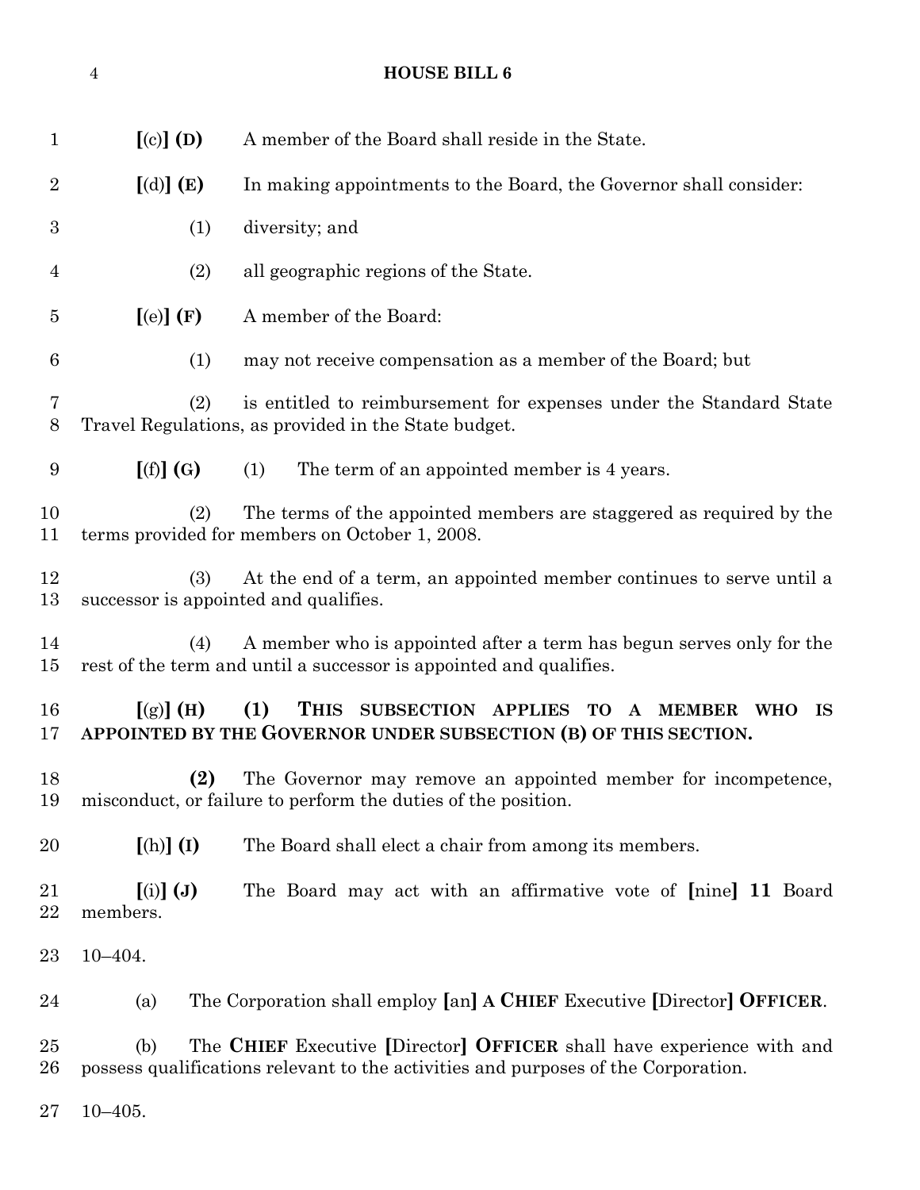**[**(c)**] (D)** A member of the Board shall reside in the State.

**[**(d)**] (E)** In making appointments to the Board, the Governor shall consider:

(1) diversity; and

(2) all geographic regions of the State.

**[**(e)**] (F)** A member of the Board:

(1) may not receive compensation as a member of the Board; but

(2) is entitled to reimbursement for expenses under the Standard State Travel Regulations, as provided in the State budget.

**[**(f)**] (G)** (1) The term of an appointed member is 4 years.

(2) The terms of the appointed members are staggered as required by the terms provided for members on October 1, 2008.

(3) At the end of a term, an appointed member continues to serve until a successor is appointed and qualifies.

(4) A member who is appointed after a term has begun serves only for the rest of the term and until a successor is appointed and qualifies.

**[**(g)**] (H) (1) THIS SUBSECTION APPLIES TO A MEMBER WHO IS APPOINTED BY THE GOVERNOR UNDER SUBSECTION (B) OF THIS SECTION.**

**(2)** The Governor may remove an appointed member for incompetence, misconduct, or failure to perform the duties of the position.

**[**(h)**] (I)** The Board shall elect a chair from among its members.

**[**(i)**] (J)** The Board may act with an affirmative vote of **[**nine**] 11** Board members.

10–404.

(a) The Corporation shall employ **[**an**] A CHIEF** Executive **[**Director**] OFFICER**.

(b) The **CHIEF** Executive **[**Director**] OFFICER** shall have experience with and possess qualifications relevant to the activities and purposes of the Corporation.

10–405.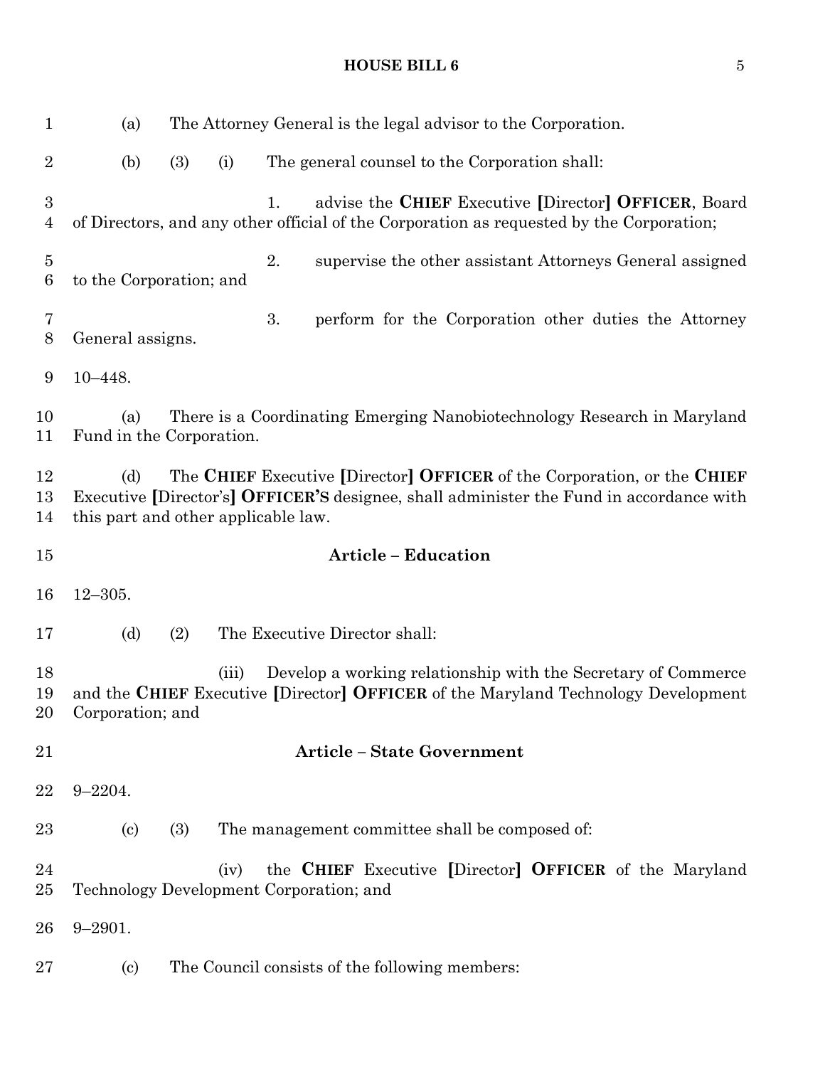(a) The Attorney General is the legal advisor to the Corporation.

(b) (3) (i) The general counsel to the Corporation shall:

1. advise the **CHIEF** Executive **[**Director**]** **OFFICER**, Board of Directors, and any other official of the Corporation as requested by the Corporation;

2. supervise the other assistant Attorneys General assigned to the Corporation; and

3. perform for the Corporation other duties the Attorney General assigns.

10–448.

(a) There is a Coordinating Emerging Nanobiotechnology Research in Maryland Fund in the Corporation.

(d) The **CHIEF** Executive **[**Director**]** **OFFICER** of the Corporation, or the **CHIEF** Executive **[**Director's**]** **OFFICER'S** designee, shall administer the Fund in accordance with this part and other applicable law.

## Article – Education

12–305.

(d) (2) The Executive Director shall:

(iii) Develop a working relationship with the Secretary of Commerce and the **CHIEF** Executive **[**Director**]** **OFFICER** of the Maryland Technology Development Corporation; and

## Article – State Government

9–2204.

(c) (3) The management committee shall be composed of:

(iv) the **CHIEF** Executive **[**Director**]** **OFFICER** of the Maryland Technology Development Corporation; and

9–2901.

(c) The Council consists of the following members: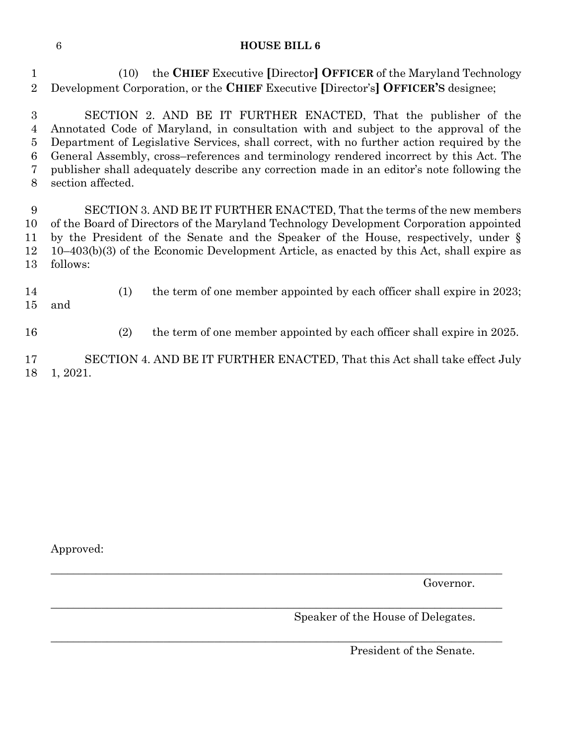(10) the **CHIEF** Executive **[**Director**]** **OFFICER** of the Maryland Technology Development Corporation, or the **CHIEF** Executive **[**Director's**]** **OFFICER'S** designee;

SECTION 2. AND BE IT FURTHER ENACTED, That the publisher of the Annotated Code of Maryland, in consultation with and subject to the approval of the Department of Legislative Services, shall correct, with no further action required by the General Assembly, cross–references and terminology rendered incorrect by this Act. The publisher shall adequately describe any correction made in an editor's note following the section affected.

SECTION 3. AND BE IT FURTHER ENACTED, That the terms of the new members of the Board of Directors of the Maryland Technology Development Corporation appointed by the President of the Senate and the Speaker of the House, respectively, under § 10–403(b)(3) of the Economic Development Article, as enacted by this Act, shall expire as follows:

(1) the term of one member appointed by each officer shall expire in 2023; and

(2) the term of one member appointed by each officer shall expire in 2025.

SECTION 4. AND BE IT FURTHER ENACTED, That this Act shall take effect July 1, 2021.

Approved:

\_\_\_\_\_\_\_\_\_\_\_\_\_\_\_\_\_\_\_\_\_\_\_\_\_\_\_\_\_\_\_\_\_\_\_\_\_\_\_\_\_\_\_\_\_\_\_\_\_\_\_\_\_\_\_\_\_\_\_\_

Governor.

\_\_\_\_\_\_\_\_\_\_\_\_\_\_\_\_\_\_\_\_\_\_\_\_\_\_\_\_\_\_\_\_\_\_\_\_\_\_\_\_\_\_\_\_\_\_\_\_\_\_\_\_\_\_\_\_\_\_\_\_

Speaker of the House of Delegates.

\_\_\_\_\_\_\_\_\_\_\_\_\_\_\_\_\_\_\_\_\_\_\_\_\_\_\_\_\_\_\_\_\_\_\_\_\_\_\_\_\_\_\_\_\_\_\_\_\_\_\_\_\_\_\_\_\_\_\_\_

President of the Senate.